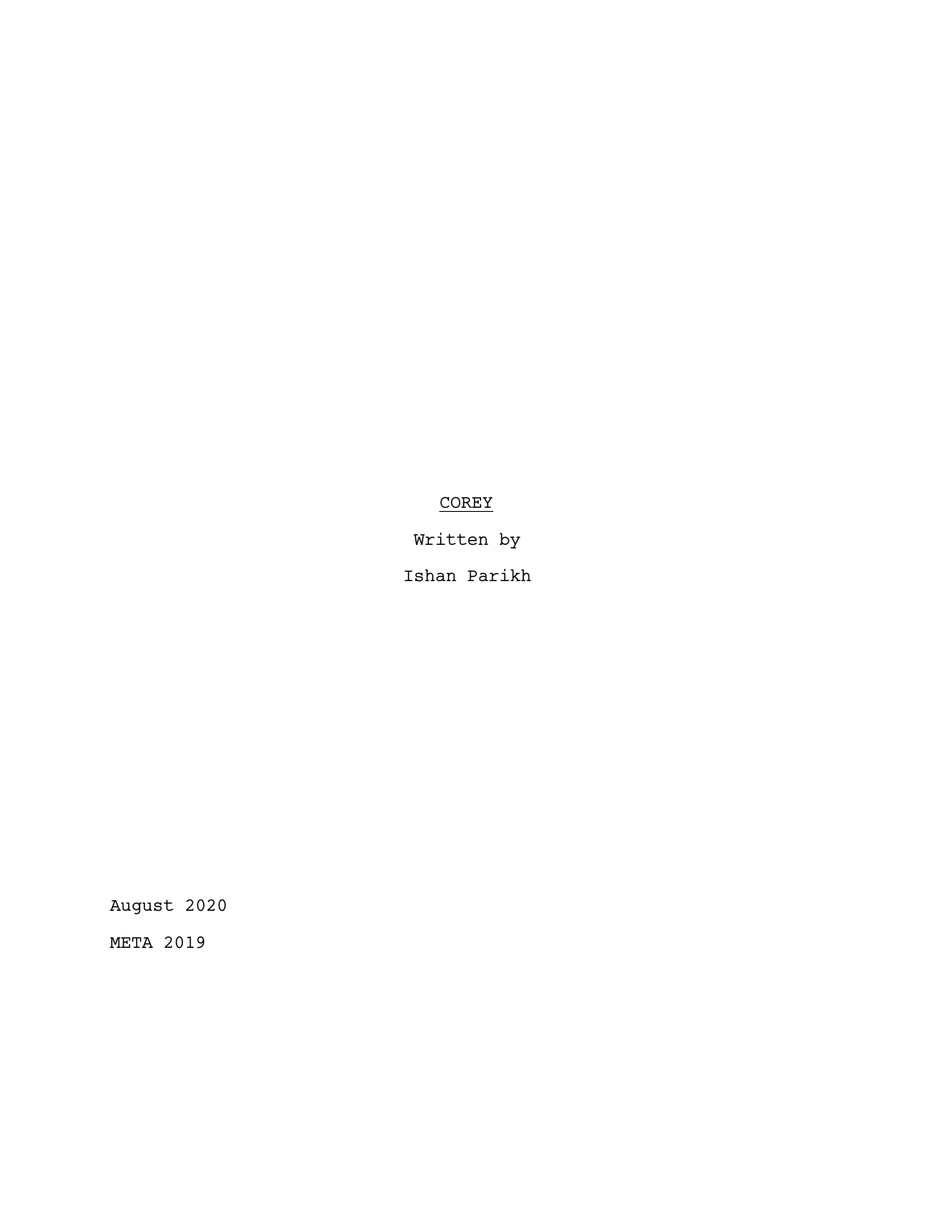<u>COREY</u>

Written by

Ishan Parikh

August 2020

META 2019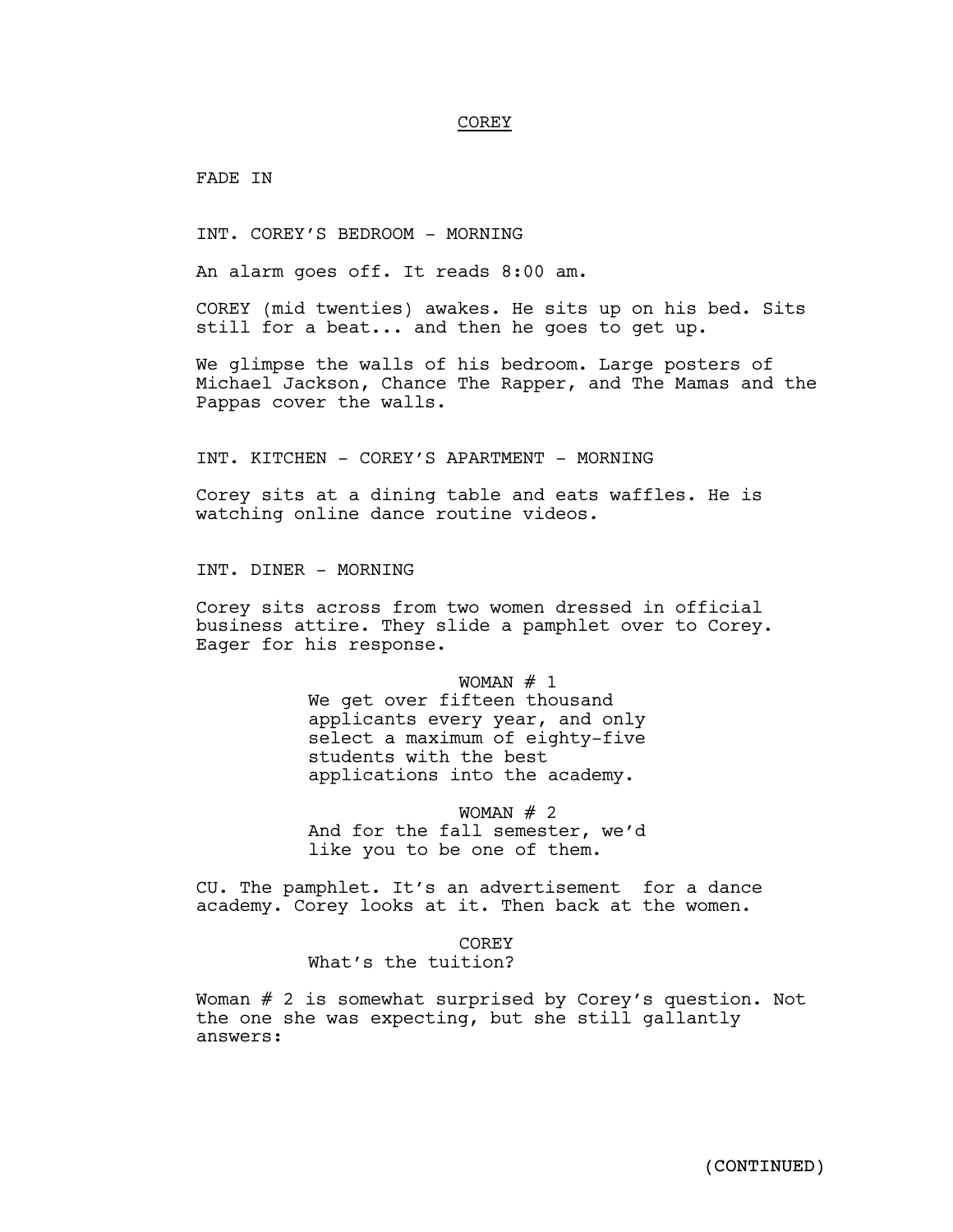COREY

FADE IN

INT. COREY'S BEDROOM - MORNING

An alarm goes off. It reads 8:00 am.

COREY (mid twenties) awakes. He sits up on his bed. Sits still for a beat... and then he goes to get up.

We glimpse the walls of his bedroom. Large posters of Michael Jackson, Chance The Rapper, and The Mamas and the Pappas cover the walls.

INT. KITCHEN - COREY'S APARTMENT - MORNING

Corey sits at a dining table and eats waffles. He is watching online dance routine videos.

INT. DINER - MORNING

Corey sits across from two women dressed in official business attire. They slide a pamphlet over to Corey. Eager for his response.

WOMAN # 1
We get over fifteen thousand applicants every year, and only select a maximum of eighty-five students with the best applications into the academy.

WOMAN # 2
And for the fall semester, we'd like you to be one of them.

CU. The pamphlet. It's an advertisement for a dance academy. Corey looks at it. Then back at the women.

COREY
What's the tuition?

Woman # 2 is somewhat surprised by Corey's question. Not the one she was expecting, but she still gallantly answers:

(CONTINUED)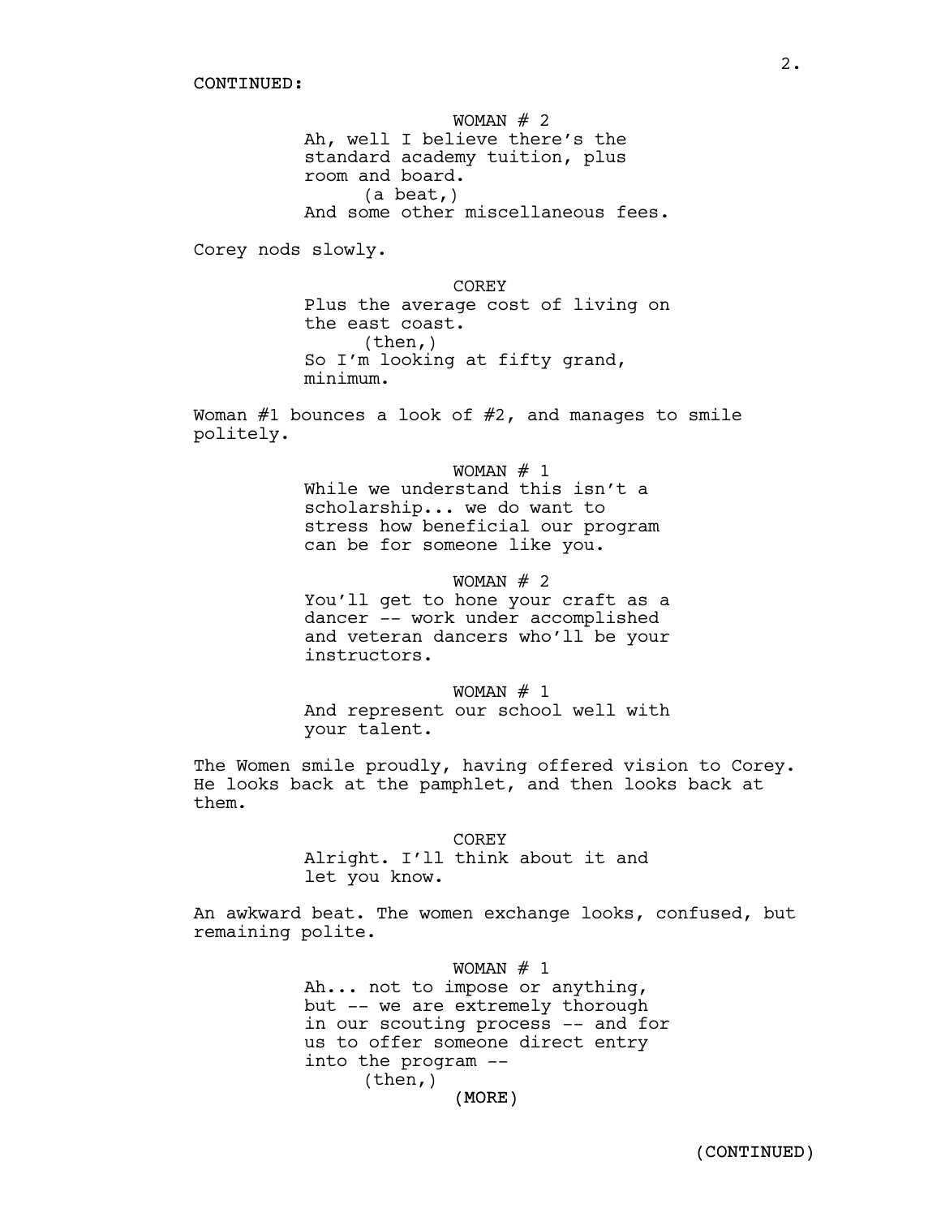CONTINUED:

WOMAN # 2
Ah, well I believe there's the standard academy tuition, plus room and board.
(a beat,)
And some other miscellaneous fees.

Corey nods slowly.

COREY
Plus the average cost of living on the east coast.
(then,)
So I'm looking at fifty grand, minimum.

Woman #1 bounces a look of #2, and manages to smile politely.

WOMAN # 1
While we understand this isn't a scholarship... we do want to stress how beneficial our program can be for someone like you.

WOMAN # 2
You'll get to hone your craft as a dancer -- work under accomplished and veteran dancers who'll be your instructors.

WOMAN # 1
And represent our school well with your talent.

The Women smile proudly, having offered vision to Corey. He looks back at the pamphlet, and then looks back at them.

COREY
Alright. I'll think about it and let you know.

An awkward beat. The women exchange looks, confused, but remaining polite.

WOMAN # 1
Ah... not to impose or anything, but -- we are extremely thorough in our scouting process -- and for us to offer someone direct entry into the program --
(then,)
(MORE)

(CONTINUED)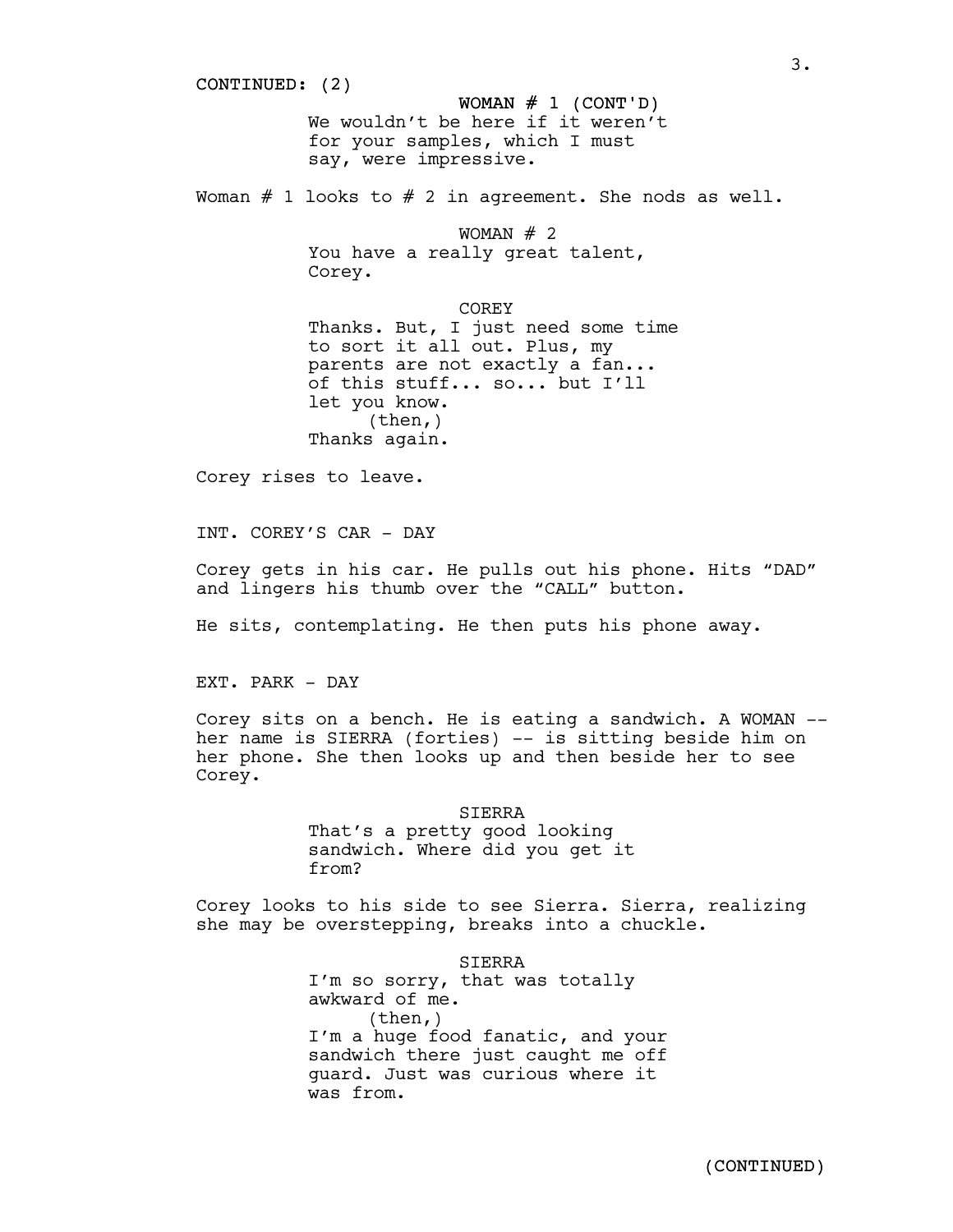CONTINUED: (2)

WOMAN # 1 (CONT'D)
We wouldn't be here if it weren't for your samples, which I must say, were impressive.

Woman # 1 looks to # 2 in agreement. She nods as well.

WOMAN # 2
You have a really great talent, Corey.

COREY
Thanks. But, I just need some time to sort it all out. Plus, my parents are not exactly a fan... of this stuff... so... but I'll let you know.
(then,)
Thanks again.

Corey rises to leave.

INT. COREY'S CAR - DAY

Corey gets in his car. He pulls out his phone. Hits "DAD" and lingers his thumb over the "CALL" button.

He sits, contemplating. He then puts his phone away.

EXT. PARK - DAY

Corey sits on a bench. He is eating a sandwich. A WOMAN -- her name is SIERRA (forties) -- is sitting beside him on her phone. She then looks up and then beside her to see Corey.

SIERRA
That's a pretty good looking sandwich. Where did you get it from?

Corey looks to his side to see Sierra. Sierra, realizing she may be overstepping, breaks into a chuckle.

SIERRA
I'm so sorry, that was totally awkward of me.
(then,)
I'm a huge food fanatic, and your sandwich there just caught me off guard. Just was curious where it was from.

(CONTINUED)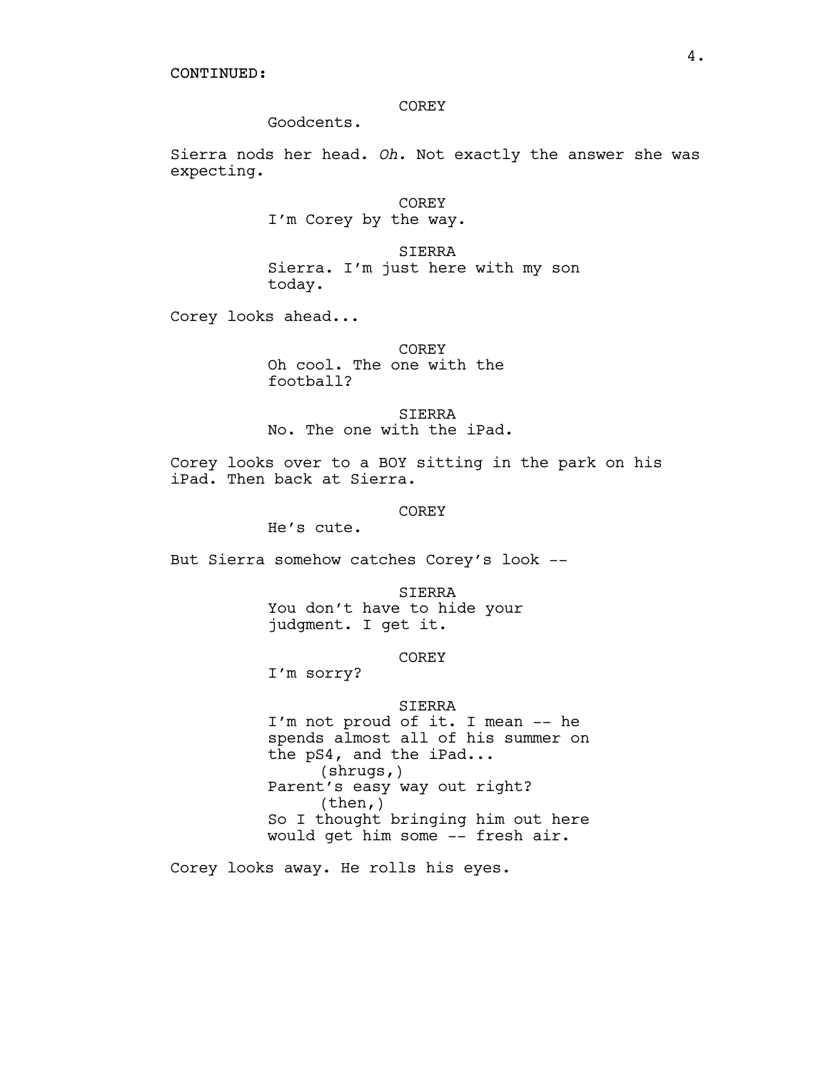CONTINUED:

COREY

Goodcents.

Sierra nods her head. *Oh.* Not exactly the answer she was expecting.

COREY

I'm Corey by the way.

SIERRA

Sierra. I'm just here with my son today.

Corey looks ahead...

COREY

Oh cool. The one with the football?

SIERRA

No. The one with the iPad.

Corey looks over to a BOY sitting in the park on his iPad. Then back at Sierra.

COREY

He's cute.

But Sierra somehow catches Corey's look --

SIERRA

You don't have to hide your judgment. I get it.

COREY

I'm sorry?

SIERRA

I'm not proud of it. I mean -- he spends almost all of his summer on the pS4, and the iPad...

(shrugs,)

Parent's easy way out right?

(then,)

So I thought bringing him out here would get him some -- fresh air.

Corey looks away. He rolls his eyes.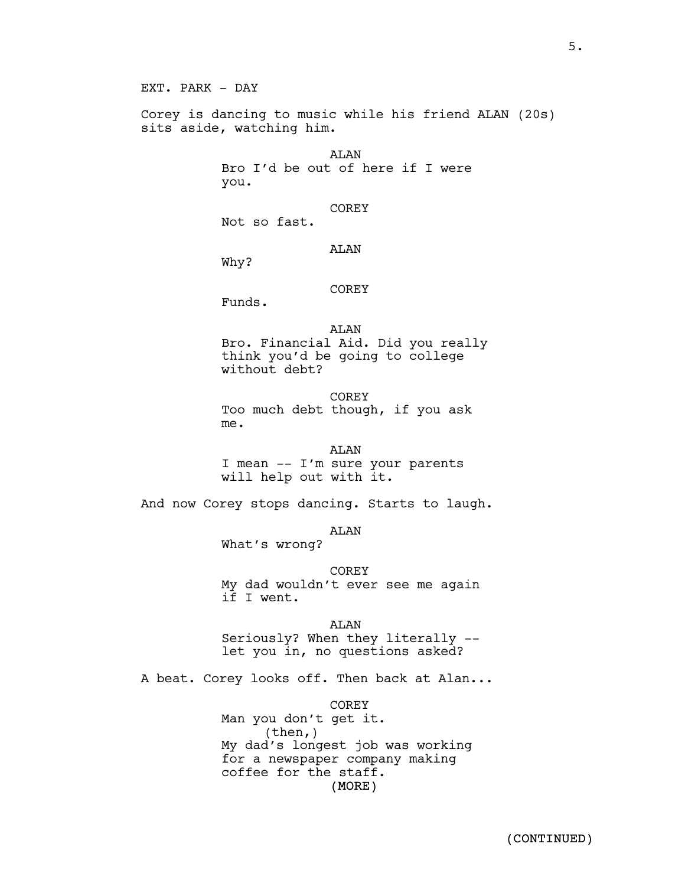EXT. PARK - DAY

Corey is dancing to music while his friend ALAN (20s) sits aside, watching him.

ALAN
Bro I'd be out of here if I were you.

COREY
Not so fast.

ALAN
Why?

COREY
Funds.

ALAN
Bro. Financial Aid. Did you really think you'd be going to college without debt?

COREY
Too much debt though, if you ask me.

ALAN
I mean -- I'm sure your parents will help out with it.

And now Corey stops dancing. Starts to laugh.

ALAN
What's wrong?

COREY
My dad wouldn't ever see me again if I went.

ALAN
Seriously? When they literally -- let you in, no questions asked?

A beat. Corey looks off. Then back at Alan...

COREY
Man you don't get it.
(then,)
My dad's longest job was working for a newspaper company making coffee for the staff.
(MORE)

(CONTINUED)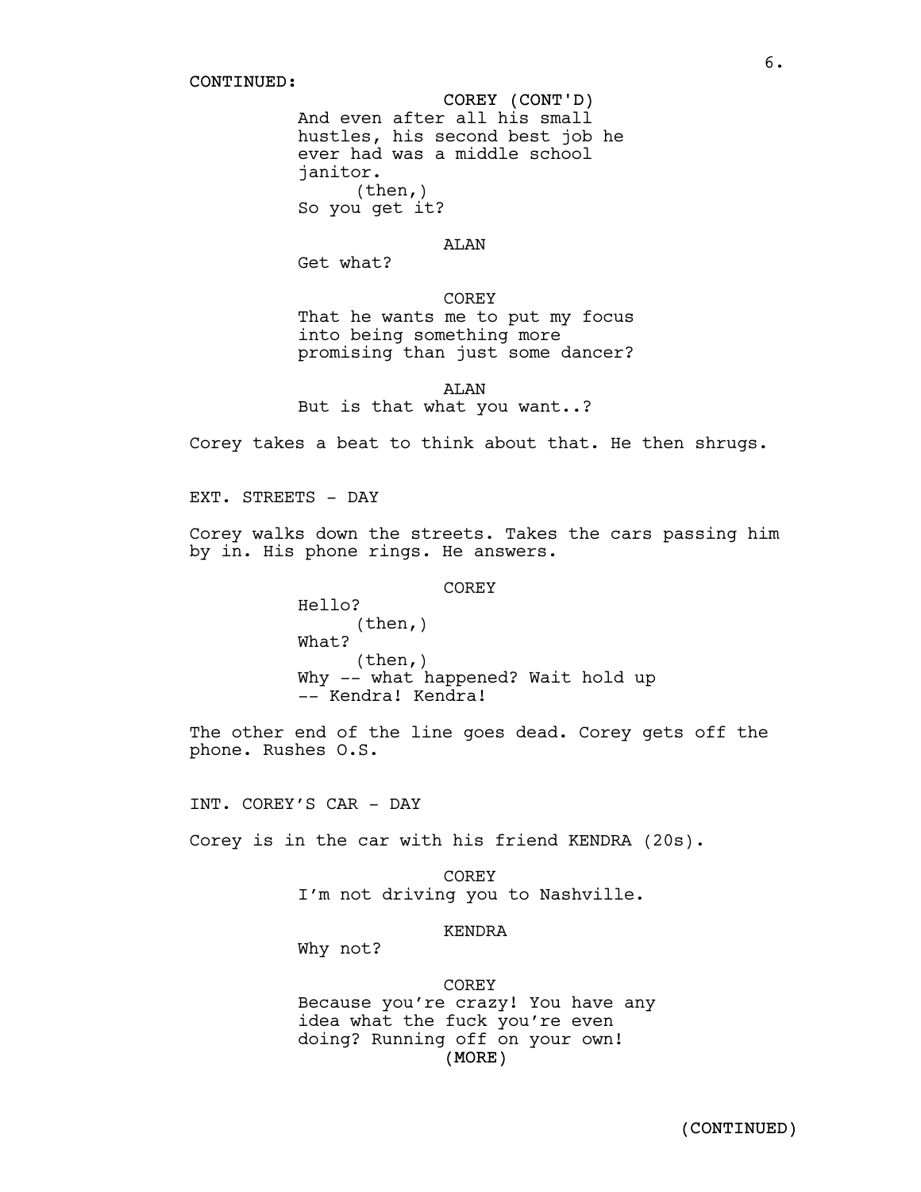CONTINUED:

COREY (CONT'D)
And even after all his small hustles, his second best job he ever had was a middle school janitor.
(then,)
So you get it?

ALAN
Get what?

COREY
That he wants me to put my focus into being something more promising than just some dancer?

ALAN
But is that what you want..?

Corey takes a beat to think about that. He then shrugs.

EXT. STREETS - DAY

Corey walks down the streets. Takes the cars passing him by in. His phone rings. He answers.

COREY
Hello?
(then,)
What?
(then,)
Why -- what happened? Wait hold up -- Kendra! Kendra!

The other end of the line goes dead. Corey gets off the phone. Rushes O.S.

INT. COREY'S CAR - DAY

Corey is in the car with his friend KENDRA (20s).

COREY
I'm not driving you to Nashville.

KENDRA
Why not?

COREY
Because you're crazy! You have any idea what the fuck you're even doing? Running off on your own!
(MORE)

(CONTINUED)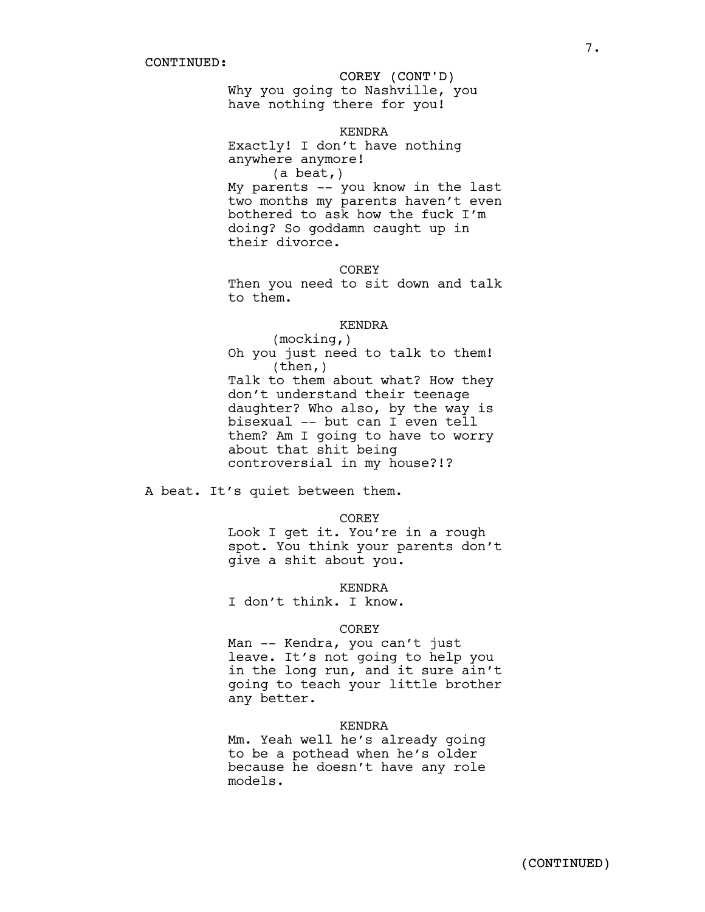CONTINUED:

COREY (CONT'D)
Why you going to Nashville, you have nothing there for you!

KENDRA
Exactly! I don't have nothing anywhere anymore!
(a beat,)
My parents -- you know in the last two months my parents haven't even bothered to ask how the fuck I'm doing? So goddamn caught up in their divorce.

COREY
Then you need to sit down and talk to them.

KENDRA
(mocking,)
Oh you just need to talk to them!
(then,)
Talk to them about what? How they don't understand their teenage daughter? Who also, by the way is bisexual -- but can I even tell them? Am I going to have to worry about that shit being controversial in my house?!?

A beat. It's quiet between them.

COREY
Look I get it. You're in a rough spot. You think your parents don't give a shit about you.

KENDRA
I don't think. I know.

COREY
Man -- Kendra, you can't just leave. It's not going to help you in the long run, and it sure ain't going to teach your little brother any better.

KENDRA
Mm. Yeah well he's already going to be a pothead when he's older because he doesn't have any role models.

(CONTINUED)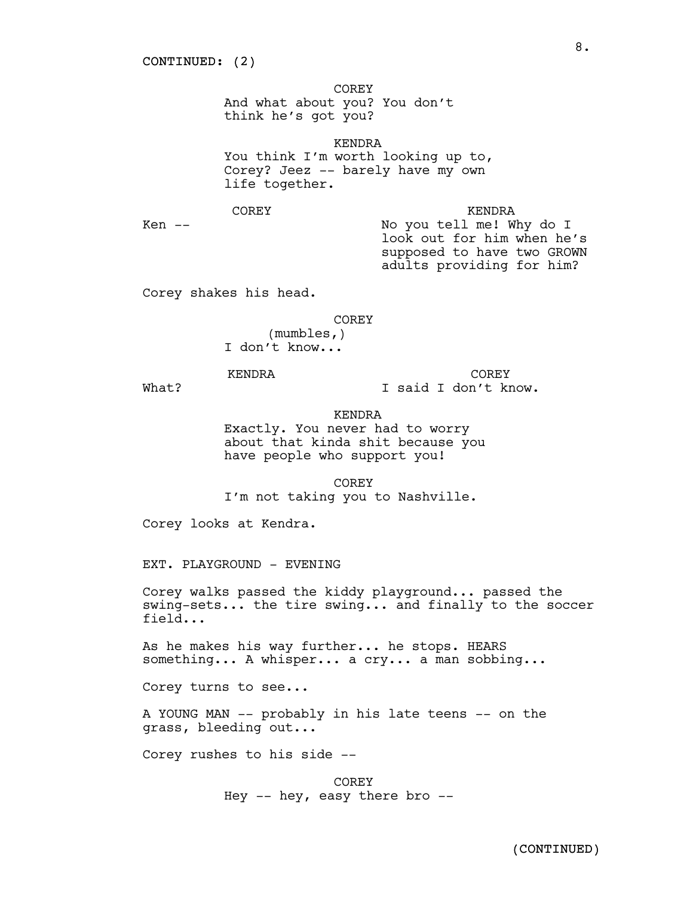CONTINUED: (2)

COREY
And what about you? You don't think he's got you?

KENDRA
You think I'm worth looking up to, Corey? Jeez -- barely have my own life together.

COREY
Ken --

KENDRA
No you tell me! Why do I look out for him when he's supposed to have two GROWN adults providing for him?

Corey shakes his head.

COREY
(mumbles,)
I don't know...

KENDRA
What?

COREY
I said I don't know.

KENDRA
Exactly. You never had to worry about that kinda shit because you have people who support you!

COREY
I'm not taking you to Nashville.

Corey looks at Kendra.

EXT. PLAYGROUND - EVENING

Corey walks passed the kiddy playground... passed the swing-sets... the tire swing... and finally to the soccer field...

As he makes his way further... he stops. HEARS something... A whisper... a cry... a man sobbing...

Corey turns to see...

A YOUNG MAN -- probably in his late teens -- on the grass, bleeding out...

Corey rushes to his side --

COREY
Hey -- hey, easy there bro --

(CONTINUED)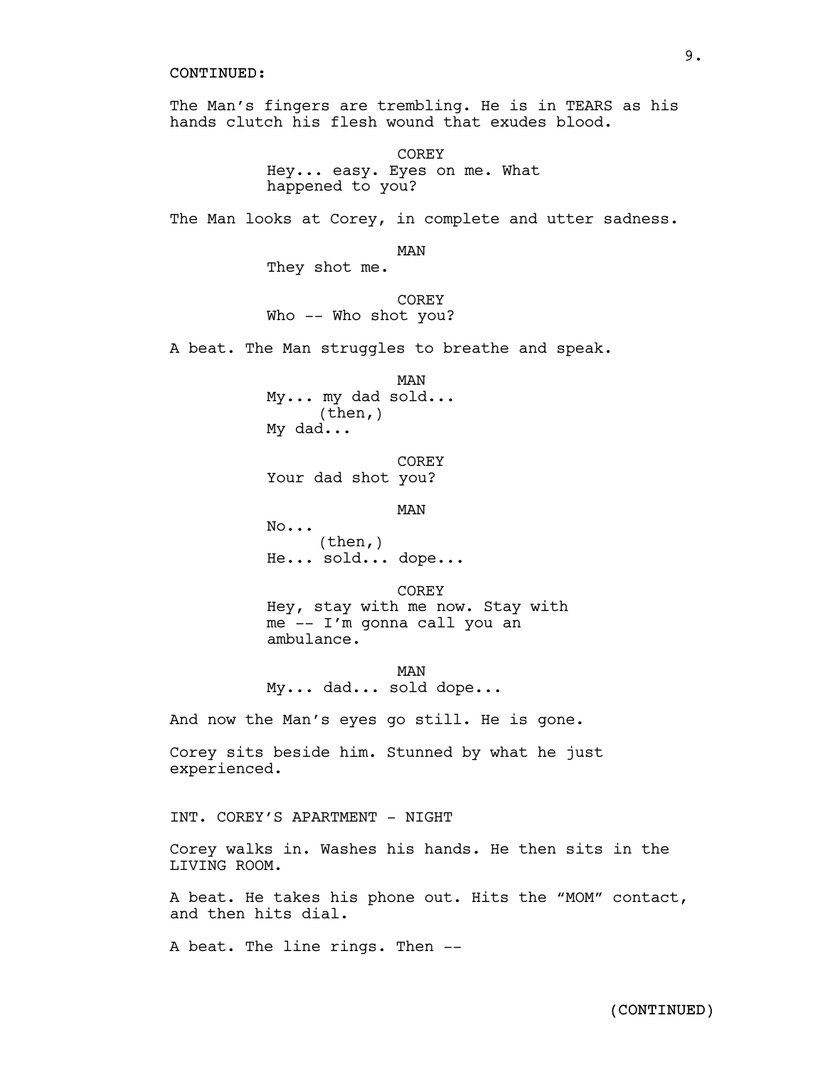CONTINUED:

The Man's fingers are trembling. He is in TEARS as his hands clutch his flesh wound that exudes blood.

COREY
Hey... easy. Eyes on me. What happened to you?

The Man looks at Corey, in complete and utter sadness.

MAN
They shot me.

COREY
Who -- Who shot you?

A beat. The Man struggles to breathe and speak.

MAN
My... my dad sold...
(then,)
My dad...

COREY
Your dad shot you?

MAN
No...
(then,)
He... sold... dope...

COREY
Hey, stay with me now. Stay with me -- I'm gonna call you an ambulance.

MAN
My... dad... sold dope...

And now the Man's eyes go still. He is gone.

Corey sits beside him. Stunned by what he just experienced.

INT. COREY'S APARTMENT - NIGHT

Corey walks in. Washes his hands. He then sits in the LIVING ROOM.

A beat. He takes his phone out. Hits the "MOM" contact, and then hits dial.

A beat. The line rings. Then --

(CONTINUED)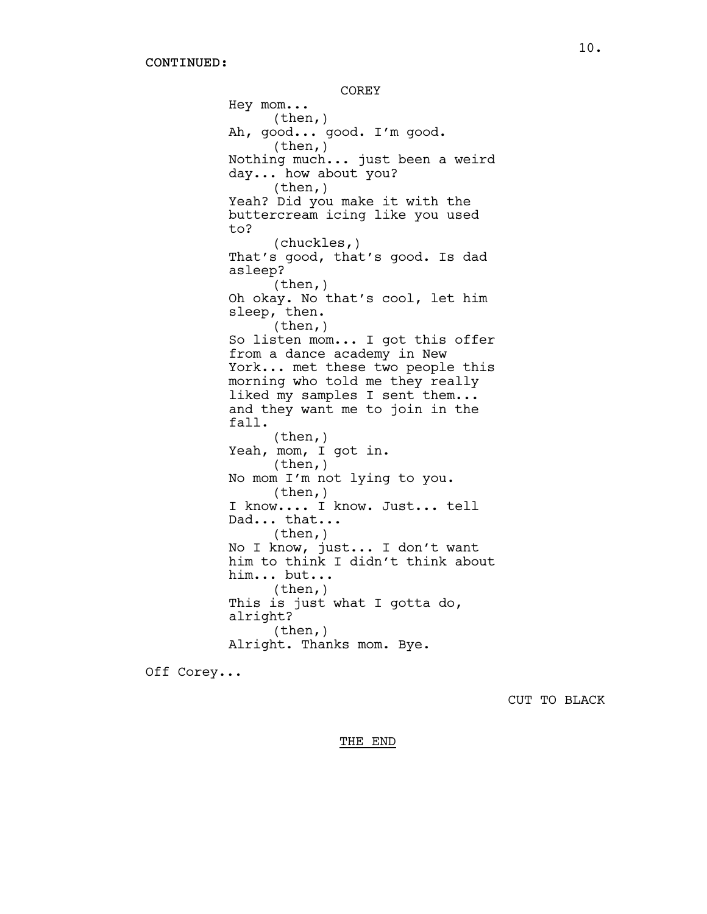CONTINUED:

COREY

Hey mom...

(then,)

Ah, good... good. I'm good.

(then,)

Nothing much... just been a weird day... how about you?

(then,)

Yeah? Did you make it with the buttercream icing like you used to?

(chuckles,)

That's good, that's good. Is dad asleep?

(then,)

Oh okay. No that's cool, let him sleep, then.

(then,)

So listen mom... I got this offer from a dance academy in New York... met these two people this morning who told me they really liked my samples I sent them... and they want me to join in the fall.

(then,)

Yeah, mom, I got in.

(then,)

No mom I'm not lying to you.

(then,)

I know.... I know. Just... tell Dad... that...

(then,)

No I know, just... I don't want him to think I didn't think about him... but...

(then,)

This is just what I gotta do, alright?

(then,)

Alright. Thanks mom. Bye.

Off Corey...

CUT TO BLACK

THE END